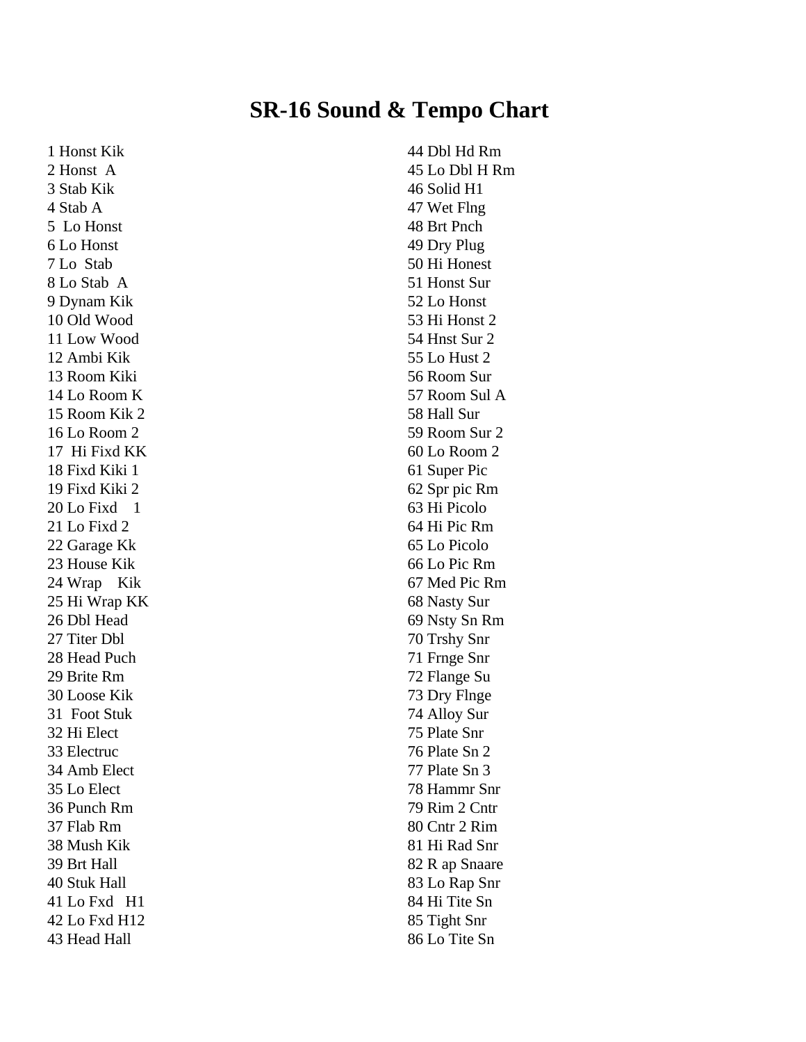# SR-16 Sound & Tempo Chart

1 Honst Kik
2 Honst A
3 Stab Kik
4 Stab A
5 Lo Honst
6 Lo Honst
7 Lo Stab
8 Lo Stab A
9 Dynam Kik
10 Old Wood
11 Low Wood
12 Ambi Kik
13 Room Kiki
14 Lo Room K
15 Room Kik 2
16 Lo Room 2
17 Hi Fixd KK
18 Fixd Kiki 1
19 Fixd Kiki 2
20 Lo Fixd 1
21 Lo Fixd 2
22 Garage Kk
23 House Kik
24 Wrap Kik
25 Hi Wrap KK
26 Dbl Head
27 Titer Dbl
28 Head Puch
29 Brite Rm
30 Loose Kik
31 Foot Stuk
32 Hi Elect
33 Electruc
34 Amb Elect
35 Lo Elect
36 Punch Rm
37 Flab Rm
38 Mush Kik
39 Brt Hall
40 Stuk Hall
41 Lo Fxd H1
42 Lo Fxd H12
43 Head Hall
44 Dbl Hd Rm
45 Lo Dbl H Rm
46 Solid H1
47 Wet Flng
48 Brt Pnch
49 Dry Plug
50 Hi Honest
51 Honst Sur
52 Lo Honst
53 Hi Honst 2
54 Hnst Sur 2
55 Lo Hust 2
56 Room Sur
57 Room Sul A
58 Hall Sur
59 Room Sur 2
60 Lo Room 2
61 Super Pic
62 Spr pic Rm
63 Hi Picolo
64 Hi Pic Rm
65 Lo Picolo
66 Lo Pic Rm
67 Med Pic Rm
68 Nasty Sur
69 Nsty Sn Rm
70 Trshy Snr
71 Frnge Snr
72 Flange Su
73 Dry Flnge
74 Alloy Sur
75 Plate Snr
76 Plate Sn 2
77 Plate Sn 3
78 Hammr Snr
79 Rim 2 Cntr
80 Cntr 2 Rim
81 Hi Rad Snr
82 R ap Snaare
83 Lo Rap Snr
84 Hi Tite Sn
85 Tight Snr
86 Lo Tite Sn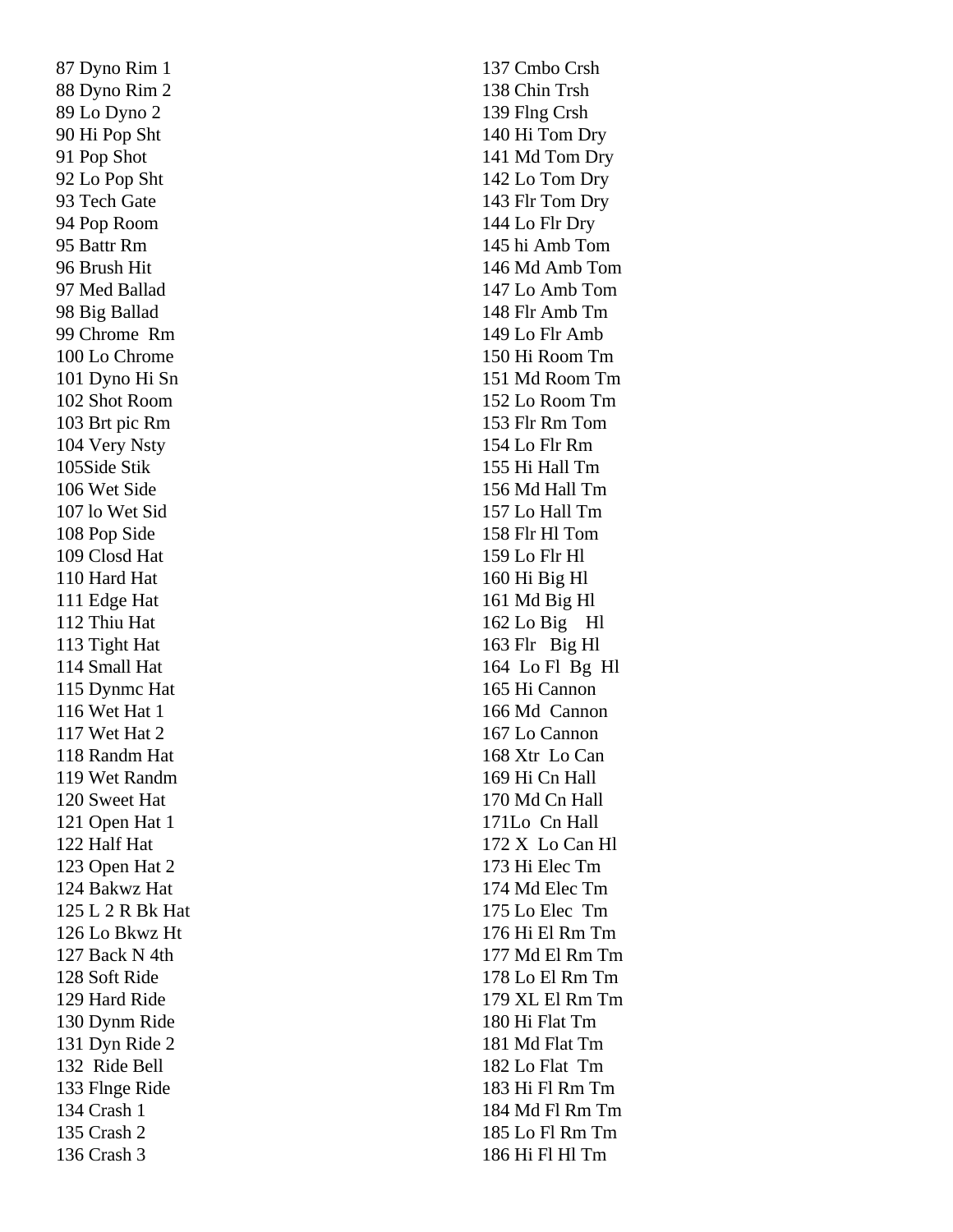87 Dyno Rim 1
88 Dyno Rim 2
89 Lo Dyno 2
90 Hi Pop Sht
91 Pop Shot
92 Lo Pop Sht
93 Tech Gate
94 Pop Room
95 Battr Rm
96 Brush Hit
97 Med Ballad
98 Big Ballad
99 Chrome  Rm
100 Lo Chrome
101 Dyno Hi Sn
102 Shot Room
103 Brt pic Rm
104 Very Nsty
105Side Stik
106 Wet Side
107 lo Wet Sid
108 Pop Side
109 Closd Hat
110 Hard Hat
111 Edge Hat
112 Thiu Hat
113 Tight Hat
114 Small Hat
115 Dynmc Hat
116 Wet Hat 1
117 Wet Hat 2
118 Randm Hat
119 Wet Randm
120 Sweet Hat
121 Open Hat 1
122 Half Hat
123 Open Hat 2
124 Bakwz Hat
125 L 2 R Bk Hat
126 Lo Bkwz Ht
127 Back N 4th
128 Soft Ride
129 Hard Ride
130 Dynm Ride
131 Dyn Ride 2
132  Ride Bell
133 Flnge Ride
134 Crash 1
135 Crash 2
136 Crash 3
137 Cmbo Crsh
138 Chin Trsh
139 Flng Crsh
140 Hi Tom Dry
141 Md Tom Dry
142 Lo Tom Dry
143 Flr Tom Dry
144 Lo Flr Dry
145 hi Amb Tom
146 Md Amb Tom
147 Lo Amb Tom
148 Flr Amb Tm
149 Lo Flr Amb
150 Hi Room Tm
151 Md Room Tm
152 Lo Room Tm
153 Flr Rm Tom
154 Lo Flr Rm
155 Hi Hall Tm
156 Md Hall Tm
157 Lo Hall Tm
158 Flr Hl Tom
159 Lo Flr Hl
160 Hi Big Hl
161 Md Big Hl
162 Lo Big    Hl
163 Flr   Big Hl
164  Lo Fl  Bg  Hl
165 Hi Cannon
166 Md  Cannon
167 Lo Cannon
168 Xtr  Lo Can
169 Hi Cn Hall
170 Md Cn Hall
171Lo  Cn Hall
172 X  Lo Can Hl
173 Hi Elec Tm
174 Md Elec Tm
175 Lo Elec  Tm
176 Hi El Rm Tm
177 Md El Rm Tm
178 Lo El Rm Tm
179 XL El Rm Tm
180 Hi Flat Tm
181 Md Flat Tm
182 Lo Flat  Tm
183 Hi Fl Rm Tm
184 Md Fl Rm Tm
185 Lo Fl Rm Tm
186 Hi Fl Hl Tm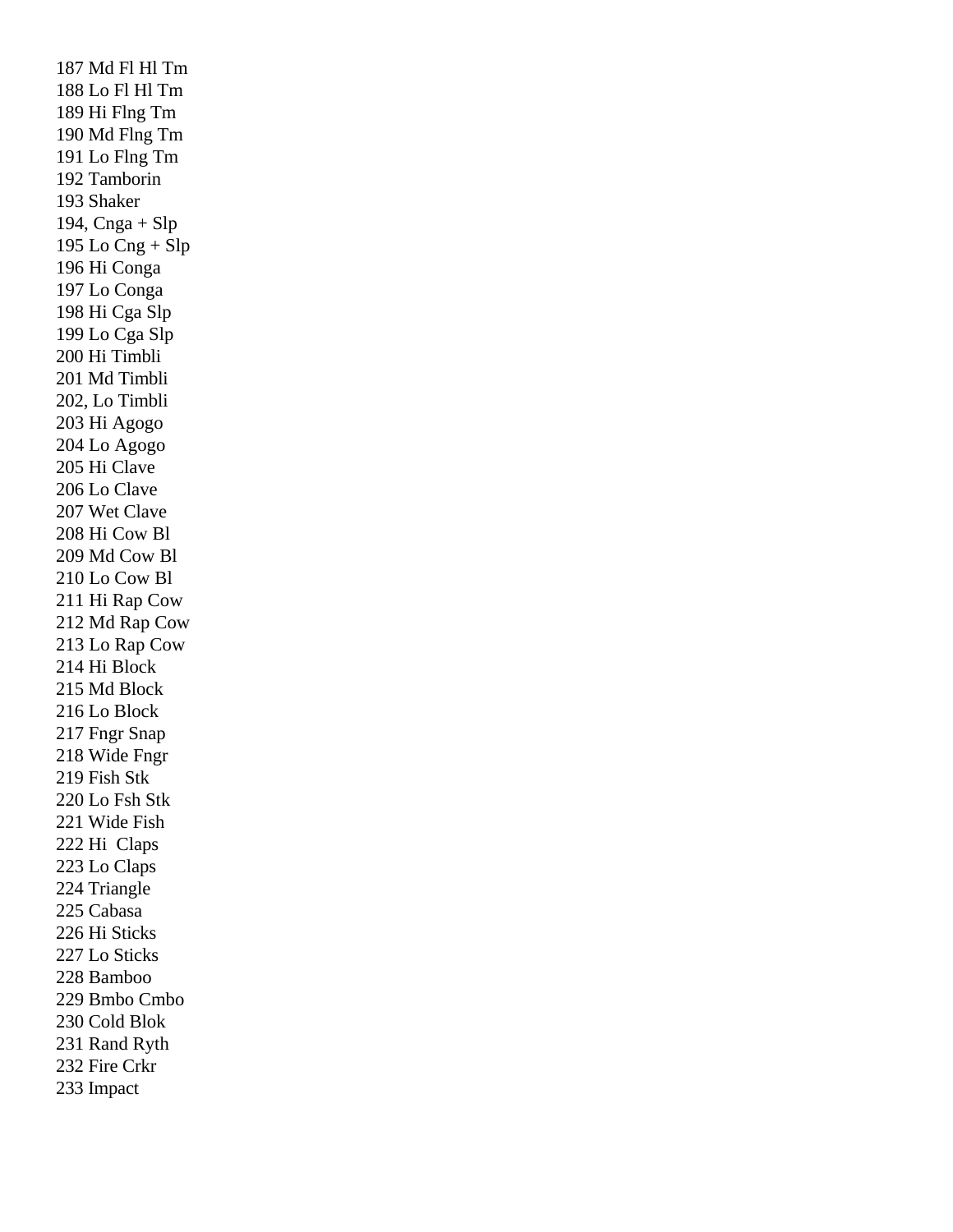187 Md Fl Hl Tm  
188 Lo Fl Hl Tm  
189 Hi Flng Tm  
190 Md Flng Tm  
191 Lo Flng Tm  
192 Tamborin  
193 Shaker  
194, Cnga + Slp  
195 Lo Cng + Slp  
196 Hi Conga  
197 Lo Conga  
198 Hi Cga Slp  
199 Lo Cga Slp  
200 Hi Timbli  
201 Md Timbli  
202, Lo Timbli  
203 Hi Agogo  
204 Lo Agogo  
205 Hi Clave  
206 Lo Clave  
207 Wet Clave  
208 Hi Cow Bl  
209 Md Cow Bl  
210 Lo Cow Bl  
211 Hi Rap Cow  
212 Md Rap Cow  
213 Lo Rap Cow  
214 Hi Block  
215 Md Block  
216 Lo Block  
217 Fngr Snap  
218 Wide Fngr  
219 Fish Stk  
220 Lo Fsh Stk  
221 Wide Fish  
222 Hi  Claps  
223 Lo Claps  
224 Triangle  
225 Cabasa  
226 Hi Sticks  
227 Lo Sticks  
228 Bamboo  
229 Bmbo Cmbo  
230 Cold Blok  
231 Rand Ryth  
232 Fire Crkr  
233 Impact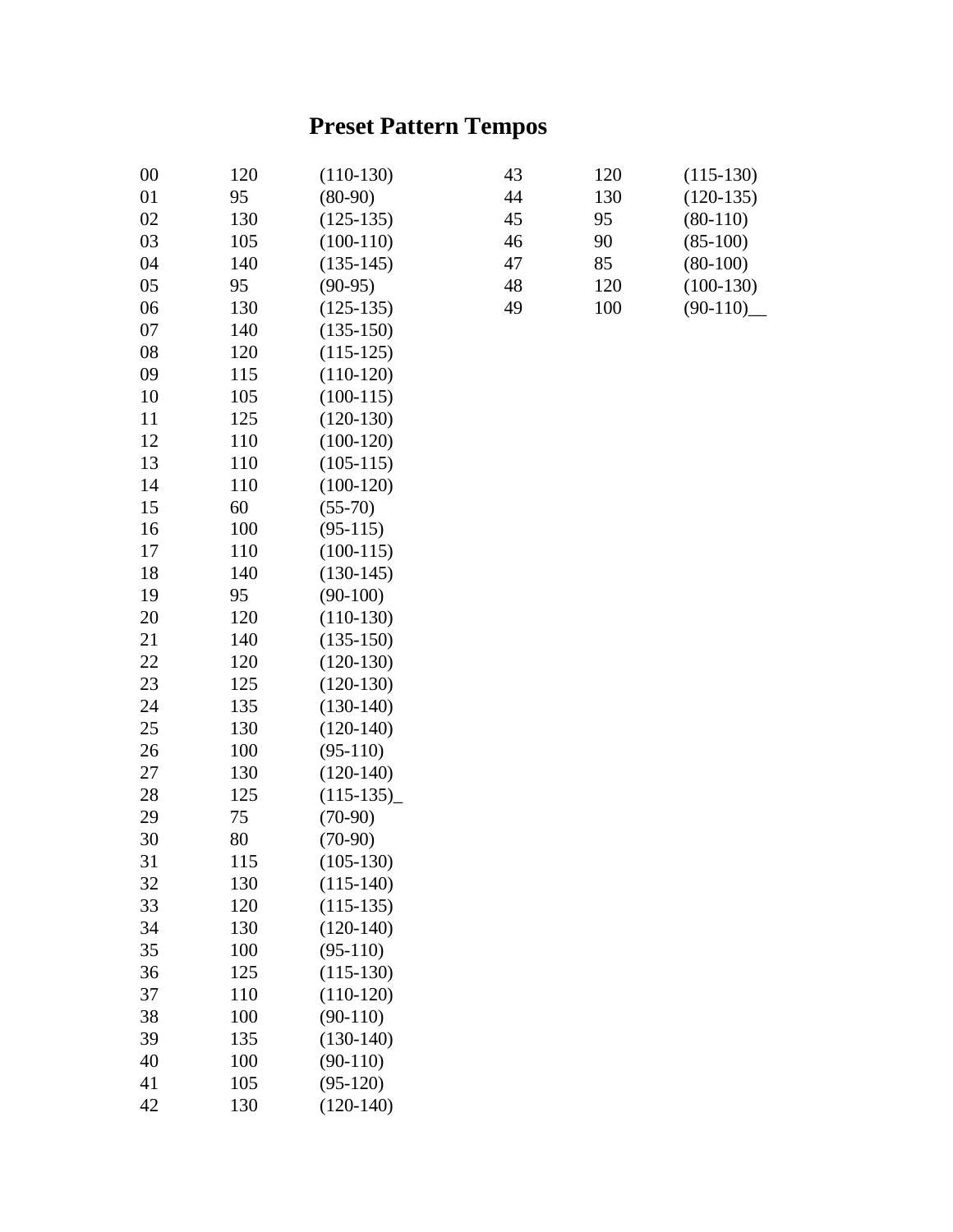# Preset Pattern Tempos

| | | |
|---|---|---|
| 00 | 120 | (110-130) |
| 01 | 95 | (80-90) |
| 02 | 130 | (125-135) |
| 03 | 105 | (100-110) |
| 04 | 140 | (135-145) |
| 05 | 95 | (90-95) |
| 06 | 130 | (125-135) |
| 07 | 140 | (135-150) |
| 08 | 120 | (115-125) |
| 09 | 115 | (110-120) |
| 10 | 105 | (100-115) |
| 11 | 125 | (120-130) |
| 12 | 110 | (100-120) |
| 13 | 110 | (105-115) |
| 14 | 110 | (100-120) |
| 15 | 60 | (55-70) |
| 16 | 100 | (95-115) |
| 17 | 110 | (100-115) |
| 18 | 140 | (130-145) |
| 19 | 95 | (90-100) |
| 20 | 120 | (110-130) |
| 21 | 140 | (135-150) |
| 22 | 120 | (120-130) |
| 23 | 125 | (120-130) |
| 24 | 135 | (130-140) |
| 25 | 130 | (120-140) |
| 26 | 100 | (95-110) |
| 27 | 130 | (120-140) |
| 28 | 125 | (115-135)_ |
| 29 | 75 | (70-90) |
| 30 | 80 | (70-90) |
| 31 | 115 | (105-130) |
| 32 | 130 | (115-140) |
| 33 | 120 | (115-135) |
| 34 | 130 | (120-140) |
| 35 | 100 | (95-110) |
| 36 | 125 | (115-130) |
| 37 | 110 | (110-120) |
| 38 | 100 | (90-110) |
| 39 | 135 | (130-140) |
| 40 | 100 | (90-110) |
| 41 | 105 | (95-120) |
| 42 | 130 | (120-140) |
| 43 | 120 | (115-130) |
| 44 | 130 | (120-135) |
| 45 | 95 | (80-110) |
| 46 | 90 | (85-100) |
| 47 | 85 | (80-100) |
| 48 | 120 | (100-130) |
| 49 | 100 | (90-110)__ |